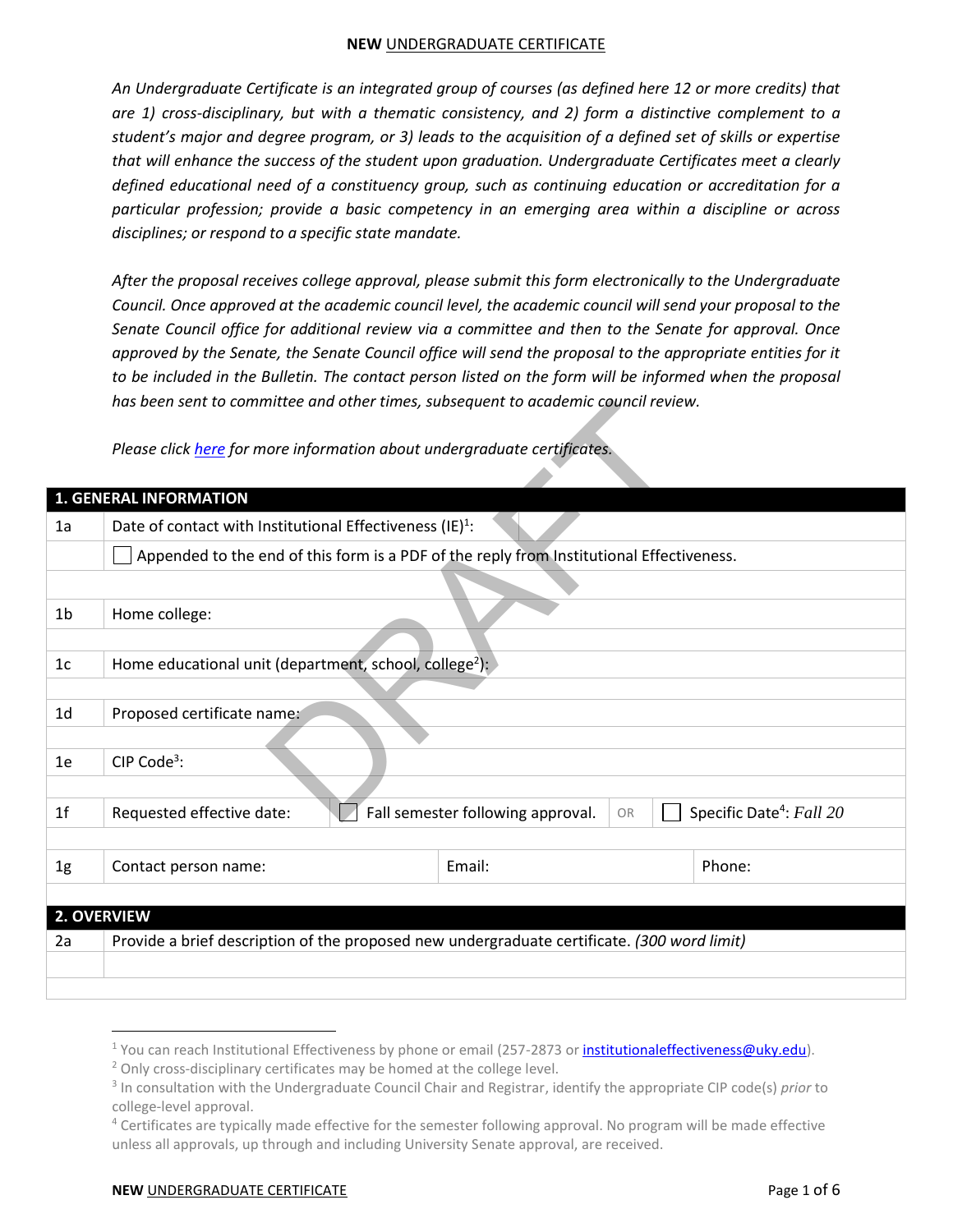**NEW** UNDERGRADUATE CERTIFICATE

*An Undergraduate Certificate is an integrated group of courses (as defined here 12 or more credits) that are 1) cross-disciplinary, but with a thematic consistency, and 2) form a distinctive complement to a student's major and degree program, or 3) leads to the acquisition of a defined set of skills or expertise that will enhance the success of the student upon graduation. Undergraduate Certificates meet a clearly defined educational need of a constituency group, such as continuing education or accreditation for a particular profession; provide a basic competency in an emerging area within a discipline or across disciplines; or respond to a specific state mandate.*

*After the proposal receives college approval, please submit this form electronically to the Undergraduate Council. Once approved at the academic council level, the academic council will send your proposal to the Senate Council office for additional review via a committee and then to the Senate for approval. Once approved by the Senate, the Senate Council office will send the proposal to the appropriate entities for it to be included in the Bulletin. The contact person listed on the form will be informed when the proposal has been sent to committee and other times, subsequent to academic council review.*

*Please click [here](#) for more information about undergraduate certificates.*

DRAFT

## 1. GENERAL INFORMATION

| | | | |
|---|---|---|---|
| 1a | Date of contact with Institutional Effectiveness (IE)[1]: | | |
| | ☐ Appended to the end of this form is a PDF of the reply from Institutional Effectiveness. | | |
| 1b | Home college: | | |
| 1c | Home educational unit (department, school, college[2]): | | |
| 1d | Proposed certificate name: | | |
| 1e | CIP Code[3]: | | |
| 1f | Requested effective date: | ☐ Fall semester following approval. OR | ☐ Specific Date[4]: *Fall 20* |
| 1g | Contact person name: | Email: | Phone: |

## 2. OVERVIEW

| | |
|---|---|
| 2a | Provide a brief description of the proposed new undergraduate certificate. *(300 word limit)* |
| | |

---

[1] You can reach Institutional Effectiveness by phone or email (257-2873 or institutionaleffectiveness@uky.edu).
[2] Only cross-disciplinary certificates may be homed at the college level.
[3] In consultation with the Undergraduate Council Chair and Registrar, identify the appropriate CIP code(s) *prior* to college-level approval.
[4] Certificates are typically made effective for the semester following approval. No program will be made effective unless all approvals, up through and including University Senate approval, are received.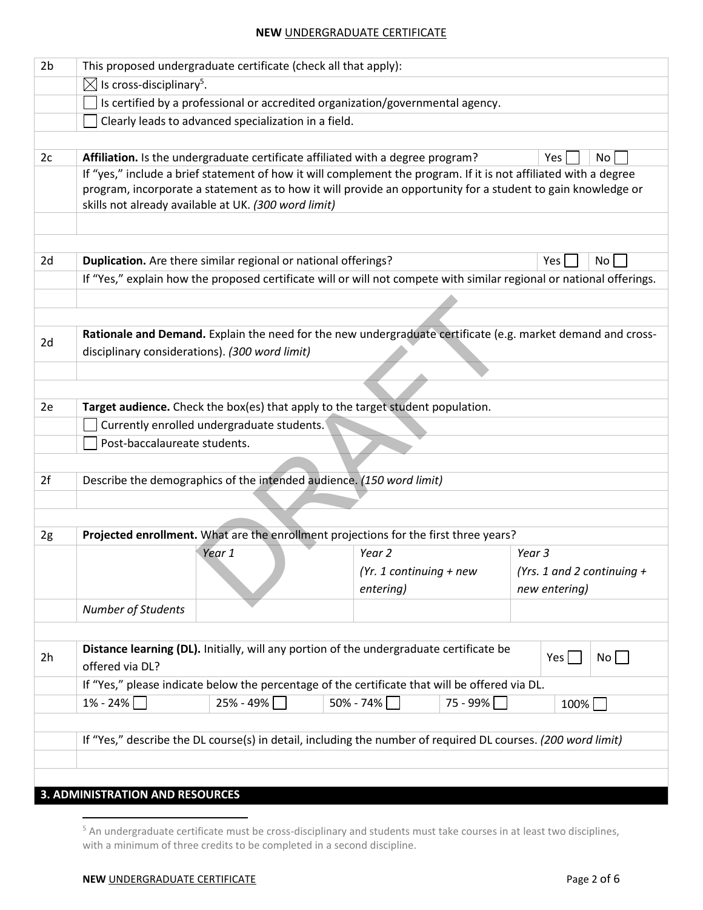| | |
|---|---|
| 2b | This proposed undergraduate certificate (check all that apply): |
| | ☒ Is cross-disciplinary[5]. |
| | ☐ Is certified by a professional or accredited organization/governmental agency. |
| | ☐ Clearly leads to advanced specialization in a field. |
| | |
| 2c | **Affiliation.** Is the undergraduate certificate affiliated with a degree program? Yes ☐ No ☐ |
| | If "yes," include a brief statement of how it will complement the program. If it is not affiliated with a degree program, incorporate a statement as to how it will provide an opportunity for a student to gain knowledge or skills not already available at UK. *(300 word limit)* |
| | |
| | |
| 2d | **Duplication.** Are there similar regional or national offerings? Yes ☐ No ☐ |
| | If "Yes," explain how the proposed certificate will or will not compete with similar regional or national offerings. |
| | |
| | |
| 2d | **Rationale and Demand.** Explain the need for the new undergraduate certificate (e.g. market demand and cross-disciplinary considerations). *(300 word limit)* |
| | |
| | |
| 2e | **Target audience.** Check the box(es) that apply to the target student population. |
| | ☐ Currently enrolled undergraduate students. |
| | ☐ Post-baccalaureate students. |
| | |
| 2f | Describe the demographics of the intended audience. *(150 word limit)* |
| | |
| | |
| 2g | **Projected enrollment.** What are the enrollment projections for the first three years? |

| | *Year 1* | *Year 2 (Yr. 1 continuing + new entering)* | *Year 3 (Yrs. 1 and 2 continuing + new entering)* |
|---|---|---|---|
| *Number of Students* | | | |

| | |
|---|---|
| 2h | **Distance learning (DL).** Initially, will any portion of the undergraduate certificate be offered via DL? Yes ☐ No ☐ |
| | If "Yes," please indicate below the percentage of the certificate that will be offered via DL. |
| | 1% - 24% ☐ 25% - 49% ☐ 50% - 74% ☐ 75 - 99% ☐ 100% ☐ |
| | |
| | If "Yes," describe the DL course(s) in detail, including the number of required DL courses. *(200 word limit)* |
| | |

## 3. ADMINISTRATION AND RESOURCES

[5] An undergraduate certificate must be cross-disciplinary and students must take courses in at least two disciplines, with a minimum of three credits to be completed in a second discipline.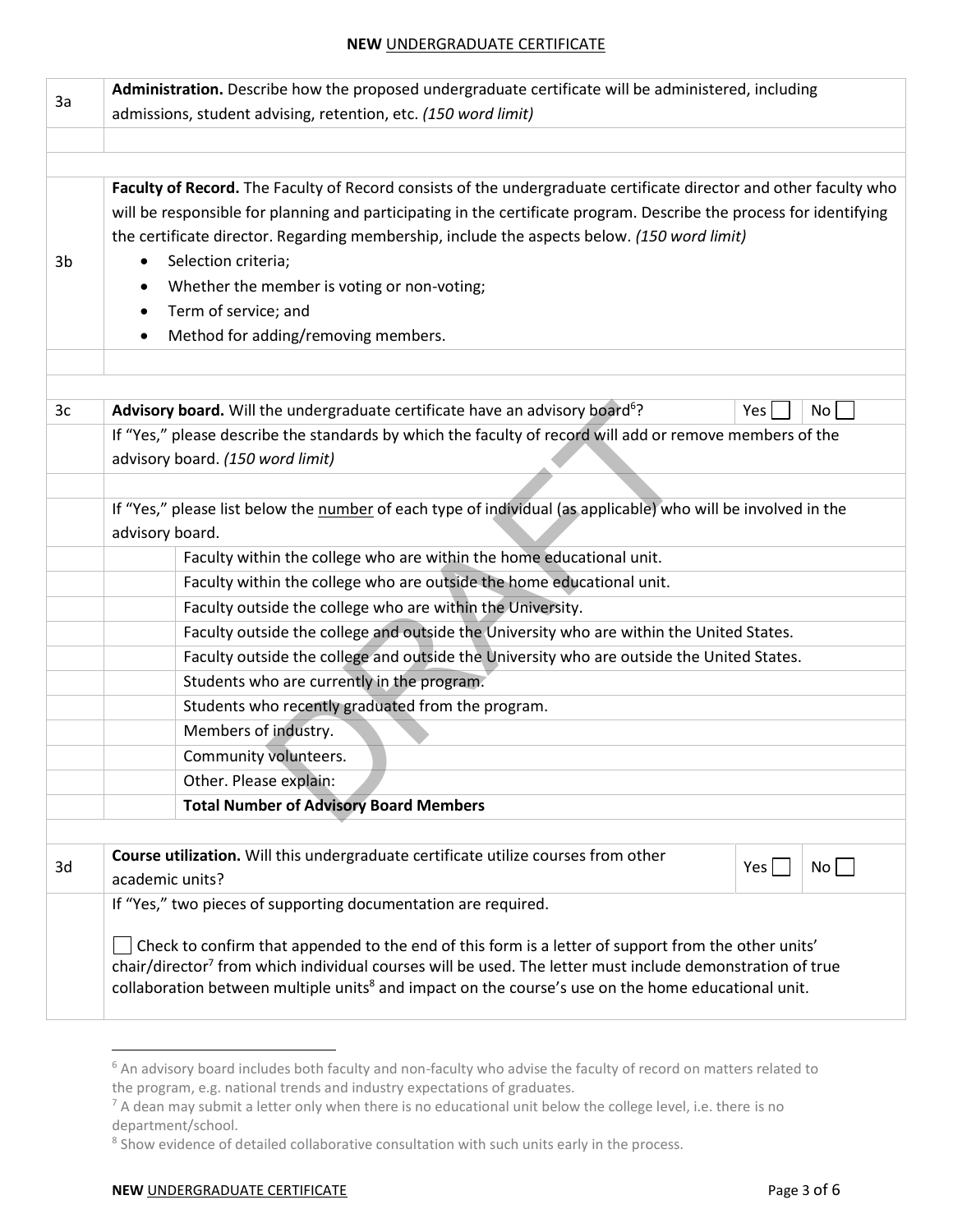| | |
|---|---|
| 3a | **Administration.** Describe how the proposed undergraduate certificate will be administered, including admissions, student advising, retention, etc. *(150 word limit)* |
| | |
| | |
| 3b | **Faculty of Record.** The Faculty of Record consists of the undergraduate certificate director and other faculty who will be responsible for planning and participating in the certificate program. Describe the process for identifying the certificate director. Regarding membership, include the aspects below. *(150 word limit)*<br>• Selection criteria;<br>• Whether the member is voting or non-voting;<br>• Term of service; and<br>• Method for adding/removing members. |
| | |
| | |

| | | | |
|---|---|---|---|
| 3c | **Advisory board.** Will the undergraduate certificate have an advisory board[6]? | Yes ☐ | No ☐ |
| | If "Yes," please describe the standards by which the faculty of record will add or remove members of the advisory board. *(150 word limit)* | | |
| | | | |
| | If "Yes," please list below the number of each type of individual (as applicable) who will be involved in the advisory board. | | |

| | | |
|---|---|---|
| | | Faculty within the college who are within the home educational unit. |
| | | Faculty within the college who are outside the home educational unit. |
| | | Faculty outside the college who are within the University. |
| | | Faculty outside the college and outside the University who are within the United States. |
| | | Faculty outside the college and outside the University who are outside the United States. |
| | | Students who are currently in the program. |
| | | Students who recently graduated from the program. |
| | | Members of industry. |
| | | Community volunteers. |
| | | Other. Please explain: |
| | | **Total Number of Advisory Board Members** |

| | | | |
|---|---|---|---|
| 3d | **Course utilization.** Will this undergraduate certificate utilize courses from other academic units? | Yes ☐ | No ☐ |
| | If "Yes," two pieces of supporting documentation are required.<br><br>☐ Check to confirm that appended to the end of this form is a letter of support from the other units' chair/director[7] from which individual courses will be used. The letter must include demonstration of true collaboration between multiple units[8] and impact on the course's use on the home educational unit. | | |

[6] An advisory board includes both faculty and non-faculty who advise the faculty of record on matters related to the program, e.g. national trends and industry expectations of graduates.

[7] A dean may submit a letter only when there is no educational unit below the college level, i.e. there is no department/school.

[8] Show evidence of detailed collaborative consultation with such units early in the process.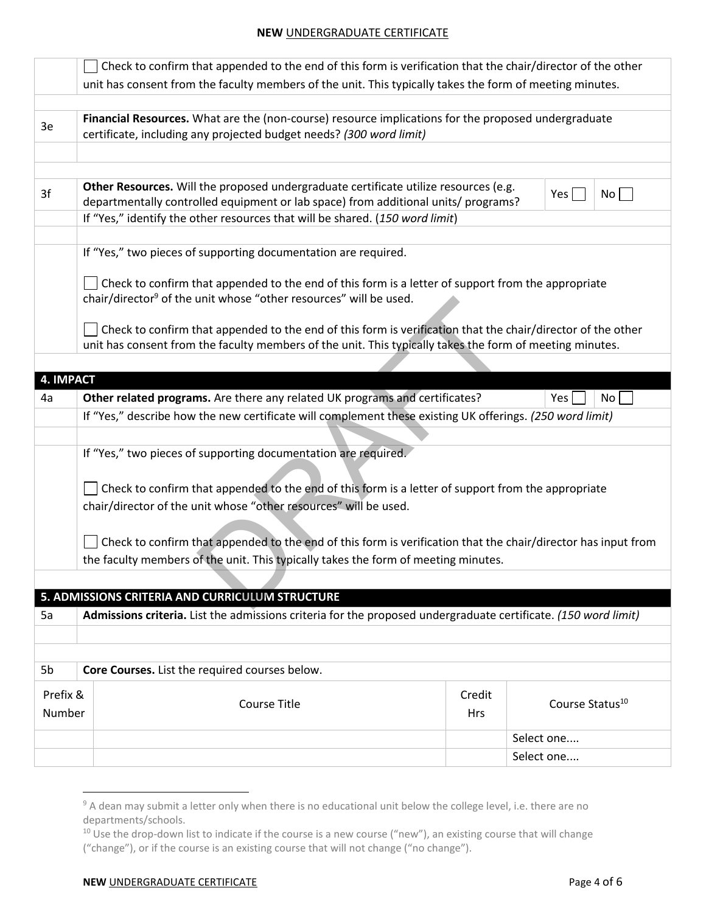☐ Check to confirm that appended to the end of this form is verification that the chair/director of the other unit has consent from the faculty members of the unit. This typically takes the form of meeting minutes.

| | |
|---|---|
| 3e | **Financial Resources.** What are the (non-course) resource implications for the proposed undergraduate certificate, including any projected budget needs? *(300 word limit)* |
| | |

| | | | |
|---|---|---|---|
| 3f | **Other Resources.** Will the proposed undergraduate certificate utilize resources (e.g. departmentally controlled equipment or lab space) from additional units/ programs? | Yes ☐ | No ☐ |
| | If "Yes," identify the other resources that will be shared. (*150 word limit*) | | |
| | | | |

If "Yes," two pieces of supporting documentation are required.

☐ Check to confirm that appended to the end of this form is a letter of support from the appropriate chair/director[9] of the unit whose "other resources" will be used.

☐ Check to confirm that appended to the end of this form is verification that the chair/director of the other unit has consent from the faculty members of the unit. This typically takes the form of meeting minutes.

## 4. IMPACT

| | | | |
|---|---|---|---|
| 4a | **Other related programs.** Are there any related UK programs and certificates? | Yes ☐ | No ☐ |
| | If "Yes," describe how the new certificate will complement these existing UK offerings. *(250 word limit)* | | |
| | | | |

If "Yes," two pieces of supporting documentation are required.

☐ Check to confirm that appended to the end of this form is a letter of support from the appropriate chair/director of the unit whose "other resources" will be used.

☐ Check to confirm that appended to the end of this form is verification that the chair/director has input from the faculty members of the unit. This typically takes the form of meeting minutes.

## 5. ADMISSIONS CRITERIA AND CURRICULUM STRUCTURE

| | |
|---|---|
| 5a | **Admissions criteria.** List the admissions criteria for the proposed undergraduate certificate. *(150 word limit)* |
| | |

5b **Core Courses.** List the required courses below.

| Prefix & Number | Course Title | Credit Hrs | Course Status[10] |
|---|---|---|---|
| | | | Select one.... |
| | | | Select one.... |

---

[9] A dean may submit a letter only when there is no educational unit below the college level, i.e. there are no departments/schools.

[10] Use the drop-down list to indicate if the course is a new course ("new"), an existing course that will change ("change"), or if the course is an existing course that will not change ("no change").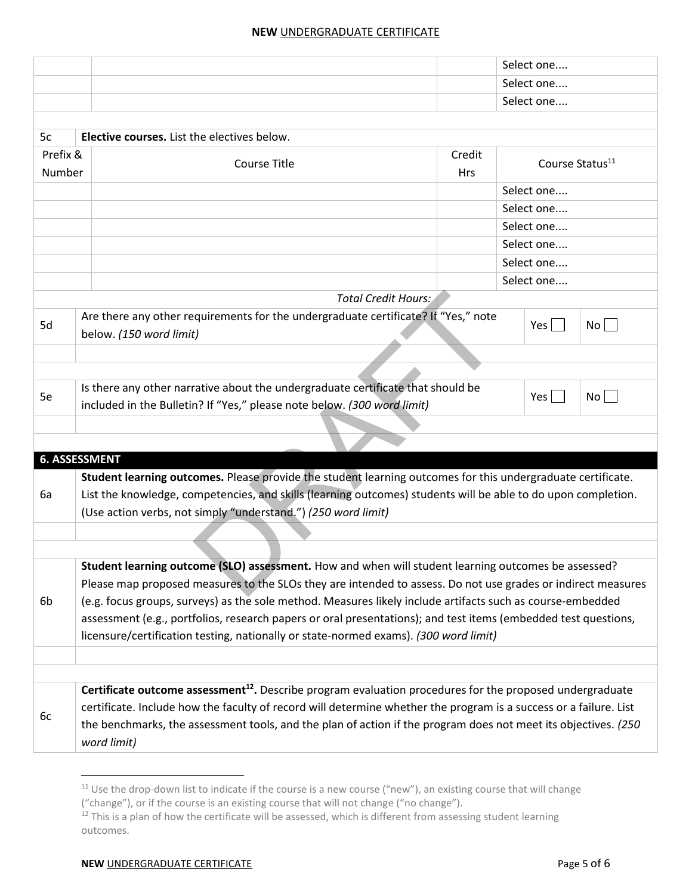| | | | |
|---|---|---|---|
| | | | Select one.... |
| | | | Select one.... |
| | | | Select one.... |

**5c** **Elective courses.** List the electives below.

| Prefix & Number | Course Title | Credit Hrs | Course Status[11] |
|---|---|---|---|
| | | | Select one.... |
| | | | Select one.... |
| | | | Select one.... |
| | | | Select one.... |
| | | | Select one.... |
| | | | Select one.... |
| | *Total Credit Hours:* | | |

| | | | |
|---|---|---|---|
| 5d | Are there any other requirements for the undergraduate certificate? If "Yes," note below. *(150 word limit)* | Yes ☐ | No ☐ |
| | | | |
| 5e | Is there any other narrative about the undergraduate certificate that should be included in the Bulletin? If "Yes," please note below. *(300 word limit)* | Yes ☐ | No ☐ |
| | | | |

## 6. ASSESSMENT

| | |
|---|---|
| 6a | **Student learning outcomes.** Please provide the student learning outcomes for this undergraduate certificate. List the knowledge, competencies, and skills (learning outcomes) students will be able to do upon completion. (Use action verbs, not simply "understand.") *(250 word limit)* |
| | |
| 6b | **Student learning outcome (SLO) assessment.** How and when will student learning outcomes be assessed? Please map proposed measures to the SLOs they are intended to assess. Do not use grades or indirect measures (e.g. focus groups, surveys) as the sole method. Measures likely include artifacts such as course-embedded assessment (e.g., portfolios, research papers or oral presentations); and test items (embedded test questions, licensure/certification testing, nationally or state-normed exams). *(300 word limit)* |
| | |
| 6c | **Certificate outcome assessment[12].** Describe program evaluation procedures for the proposed undergraduate certificate. Include how the faculty of record will determine whether the program is a success or a failure. List the benchmarks, the assessment tools, and the plan of action if the program does not meet its objectives. *(250 word limit)* |

[11] Use the drop-down list to indicate if the course is a new course ("new"), an existing course that will change ("change"), or if the course is an existing course that will not change ("no change").

[12] This is a plan of how the certificate will be assessed, which is different from assessing student learning outcomes.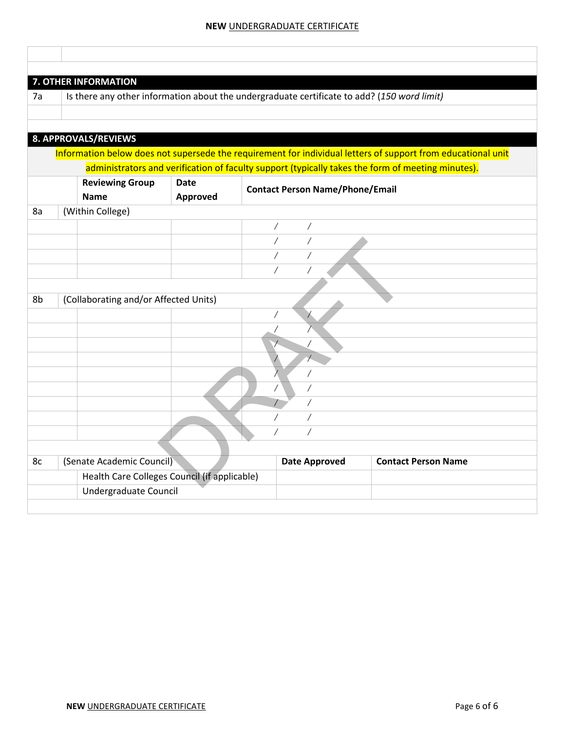| | |
|---|---|
| | |

## 7. OTHER INFORMATION

| | |
|---|---|
| 7a | Is there any other information about the undergraduate certificate to add? (*150 word limit*) |
| | |

## 8. APPROVALS/REVIEWS

Information below does not supersede the requirement for individual letters of support from educational unit administrators and verification of faculty support (typically takes the form of meeting minutes).

| | Reviewing Group Name | Date Approved | Contact Person Name/Phone/Email |
|---|---|---|---|
| 8a | (Within College) | | |
| | | | / / |
| | | | / / |
| | | | / / |
| | | | / / |
| | | | |
| 8b | (Collaborating and/or Affected Units) | | |
| | | | / / |
| | | | / / |
| | | | / / |
| | | | / / |
| | | | / / |
| | | | / / |
| | | | / / |
| | | | / / |
| | | | / / |

| | | Date Approved | Contact Person Name |
|---|---|---|---|
| 8c | (Senate Academic Council) | | |
| | Health Care Colleges Council (if applicable) | | |
| | Undergraduate Council | | |

DRAFT